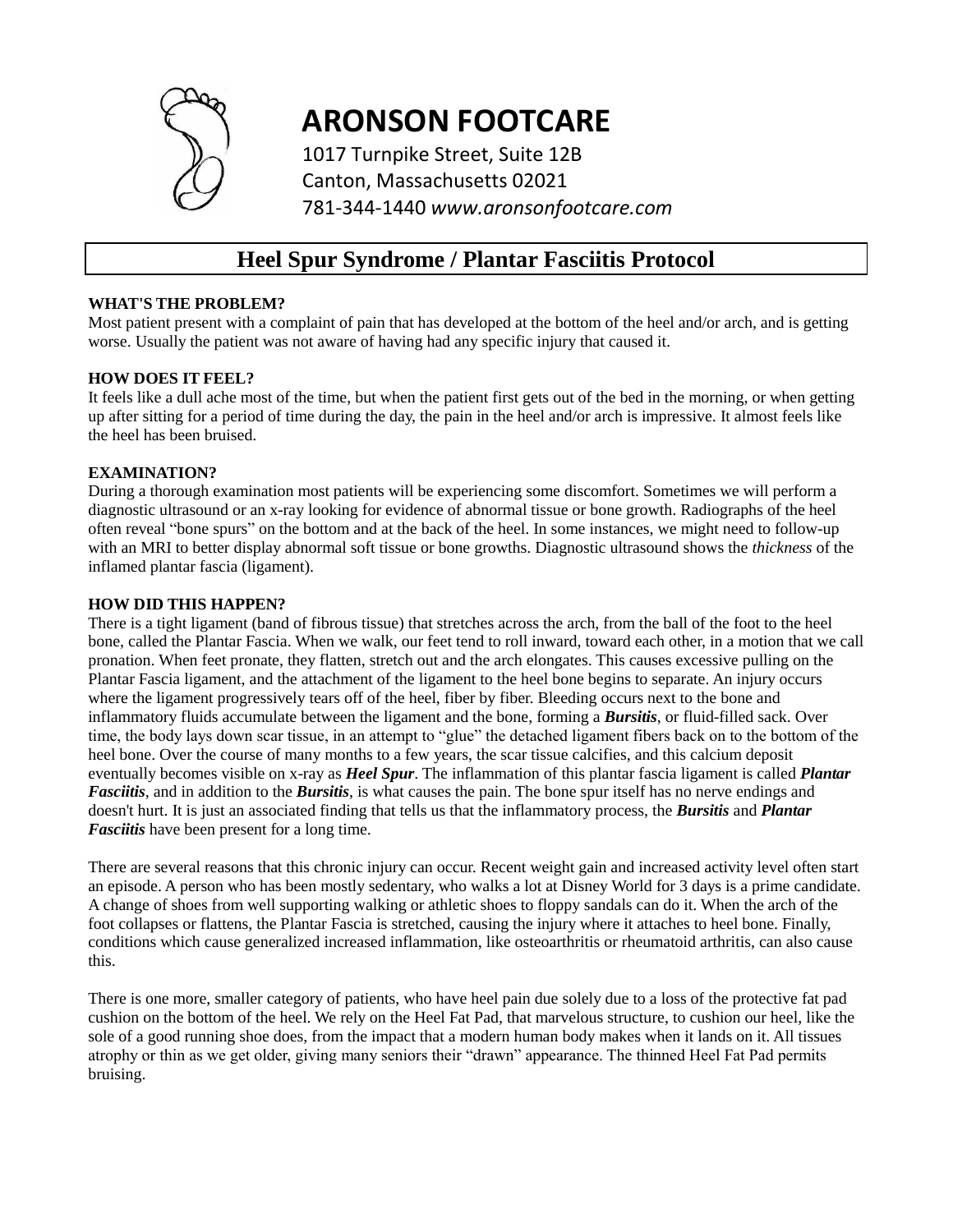# ARONSON FOOTCARE

1017 Turnpike Street, Suite 12B
Canton, Massachusetts 02021
781-344-1440 *www.aronsonfootcare.com*

## Heel Spur Syndrome / Plantar Fasciitis Protocol

**WHAT'S THE PROBLEM?**

Most patient present with a complaint of pain that has developed at the bottom of the heel and/or arch, and is getting worse. Usually the patient was not aware of having had any specific injury that caused it.

**HOW DOES IT FEEL?**

It feels like a dull ache most of the time, but when the patient first gets out of the bed in the morning, or when getting up after sitting for a period of time during the day, the pain in the heel and/or arch is impressive. It almost feels like the heel has been bruised.

**EXAMINATION?**

During a thorough examination most patients will be experiencing some discomfort. Sometimes we will perform a diagnostic ultrasound or an x-ray looking for evidence of abnormal tissue or bone growth. Radiographs of the heel often reveal "bone spurs" on the bottom and at the back of the heel. In some instances, we might need to follow-up with an MRI to better display abnormal soft tissue or bone growths. Diagnostic ultrasound shows the *thickness* of the inflamed plantar fascia (ligament).

**HOW DID THIS HAPPEN?**

There is a tight ligament (band of fibrous tissue) that stretches across the arch, from the ball of the foot to the heel bone, called the Plantar Fascia. When we walk, our feet tend to roll inward, toward each other, in a motion that we call pronation. When feet pronate, they flatten, stretch out and the arch elongates. This causes excessive pulling on the Plantar Fascia ligament, and the attachment of the ligament to the heel bone begins to separate. An injury occurs where the ligament progressively tears off of the heel, fiber by fiber. Bleeding occurs next to the bone and inflammatory fluids accumulate between the ligament and the bone, forming a ***Bursitis***, or fluid-filled sack. Over time, the body lays down scar tissue, in an attempt to "glue" the detached ligament fibers back on to the bottom of the heel bone. Over the course of many months to a few years, the scar tissue calcifies, and this calcium deposit eventually becomes visible on x-ray as ***Heel Spur***. The inflammation of this plantar fascia ligament is called ***Plantar Fasciitis***, and in addition to the ***Bursitis***, is what causes the pain. The bone spur itself has no nerve endings and doesn't hurt. It is just an associated finding that tells us that the inflammatory process, the ***Bursitis*** and ***Plantar Fasciitis*** have been present for a long time.

There are several reasons that this chronic injury can occur. Recent weight gain and increased activity level often start an episode. A person who has been mostly sedentary, who walks a lot at Disney World for 3 days is a prime candidate. A change of shoes from well supporting walking or athletic shoes to floppy sandals can do it. When the arch of the foot collapses or flattens, the Plantar Fascia is stretched, causing the injury where it attaches to heel bone. Finally, conditions which cause generalized increased inflammation, like osteoarthritis or rheumatoid arthritis, can also cause this.

There is one more, smaller category of patients, who have heel pain due solely due to a loss of the protective fat pad cushion on the bottom of the heel. We rely on the Heel Fat Pad, that marvelous structure, to cushion our heel, like the sole of a good running shoe does, from the impact that a modern human body makes when it lands on it. All tissues atrophy or thin as we get older, giving many seniors their "drawn" appearance. The thinned Heel Fat Pad permits bruising.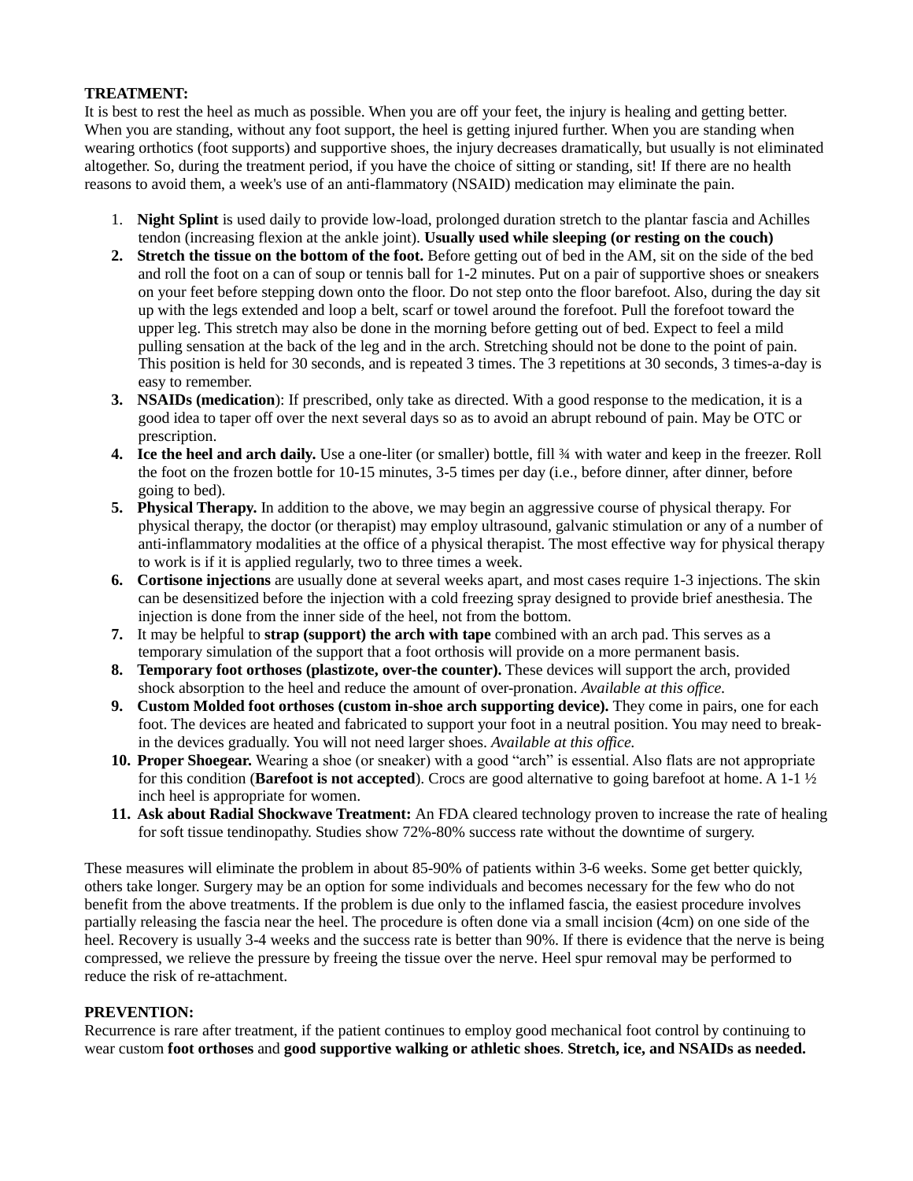**TREATMENT:**
It is best to rest the heel as much as possible. When you are off your feet, the injury is healing and getting better. When you are standing, without any foot support, the heel is getting injured further. When you are standing when wearing orthotics (foot supports) and supportive shoes, the injury decreases dramatically, but usually is not eliminated altogether. So, during the treatment period, if you have the choice of sitting or standing, sit! If there are no health reasons to avoid them, a week's use of an anti-flammatory (NSAID) medication may eliminate the pain.

1. **Night Splint** is used daily to provide low-load, prolonged duration stretch to the plantar fascia and Achilles tendon (increasing flexion at the ankle joint). **Usually used while sleeping (or resting on the couch)**
2. **Stretch the tissue on the bottom of the foot.** Before getting out of bed in the AM, sit on the side of the bed and roll the foot on a can of soup or tennis ball for 1-2 minutes. Put on a pair of supportive shoes or sneakers on your feet before stepping down onto the floor. Do not step onto the floor barefoot. Also, during the day sit up with the legs extended and loop a belt, scarf or towel around the forefoot. Pull the forefoot toward the upper leg. This stretch may also be done in the morning before getting out of bed. Expect to feel a mild pulling sensation at the back of the leg and in the arch. Stretching should not be done to the point of pain. This position is held for 30 seconds, and is repeated 3 times. The 3 repetitions at 30 seconds, 3 times-a-day is easy to remember.
3. **NSAIDs (medication**): If prescribed, only take as directed. With a good response to the medication, it is a good idea to taper off over the next several days so as to avoid an abrupt rebound of pain. May be OTC or prescription.
4. **Ice the heel and arch daily.** Use a one-liter (or smaller) bottle, fill ¾ with water and keep in the freezer. Roll the foot on the frozen bottle for 10-15 minutes, 3-5 times per day (i.e., before dinner, after dinner, before going to bed).
5. **Physical Therapy.** In addition to the above, we may begin an aggressive course of physical therapy. For physical therapy, the doctor (or therapist) may employ ultrasound, galvanic stimulation or any of a number of anti-inflammatory modalities at the office of a physical therapist. The most effective way for physical therapy to work is if it is applied regularly, two to three times a week.
6. **Cortisone injections** are usually done at several weeks apart, and most cases require 1-3 injections. The skin can be desensitized before the injection with a cold freezing spray designed to provide brief anesthesia. The injection is done from the inner side of the heel, not from the bottom.
7. It may be helpful to **strap (support) the arch with tape** combined with an arch pad. This serves as a temporary simulation of the support that a foot orthosis will provide on a more permanent basis.
8. **Temporary foot orthoses (plastizote, over-the counter).** These devices will support the arch, provided shock absorption to the heel and reduce the amount of over-pronation. *Available at this office.*
9. **Custom Molded foot orthoses (custom in-shoe arch supporting device).** They come in pairs, one for each foot. The devices are heated and fabricated to support your foot in a neutral position. You may need to break-in the devices gradually. You will not need larger shoes. *Available at this office.*
10. **Proper Shoegear.** Wearing a shoe (or sneaker) with a good "arch" is essential. Also flats are not appropriate for this condition (**Barefoot is not accepted**). Crocs are good alternative to going barefoot at home. A 1-1 ½ inch heel is appropriate for women.
11. **Ask about Radial Shockwave Treatment:** An FDA cleared technology proven to increase the rate of healing for soft tissue tendinopathy. Studies show 72%-80% success rate without the downtime of surgery.

These measures will eliminate the problem in about 85-90% of patients within 3-6 weeks. Some get better quickly, others take longer. Surgery may be an option for some individuals and becomes necessary for the few who do not benefit from the above treatments. If the problem is due only to the inflamed fascia, the easiest procedure involves partially releasing the fascia near the heel. The procedure is often done via a small incision (4cm) on one side of the heel. Recovery is usually 3-4 weeks and the success rate is better than 90%. If there is evidence that the nerve is being compressed, we relieve the pressure by freeing the tissue over the nerve. Heel spur removal may be performed to reduce the risk of re-attachment.

**PREVENTION:**
Recurrence is rare after treatment, if the patient continues to employ good mechanical foot control by continuing to wear custom **foot orthoses** and **good supportive walking or athletic shoes**. **Stretch, ice, and NSAIDs as needed.**